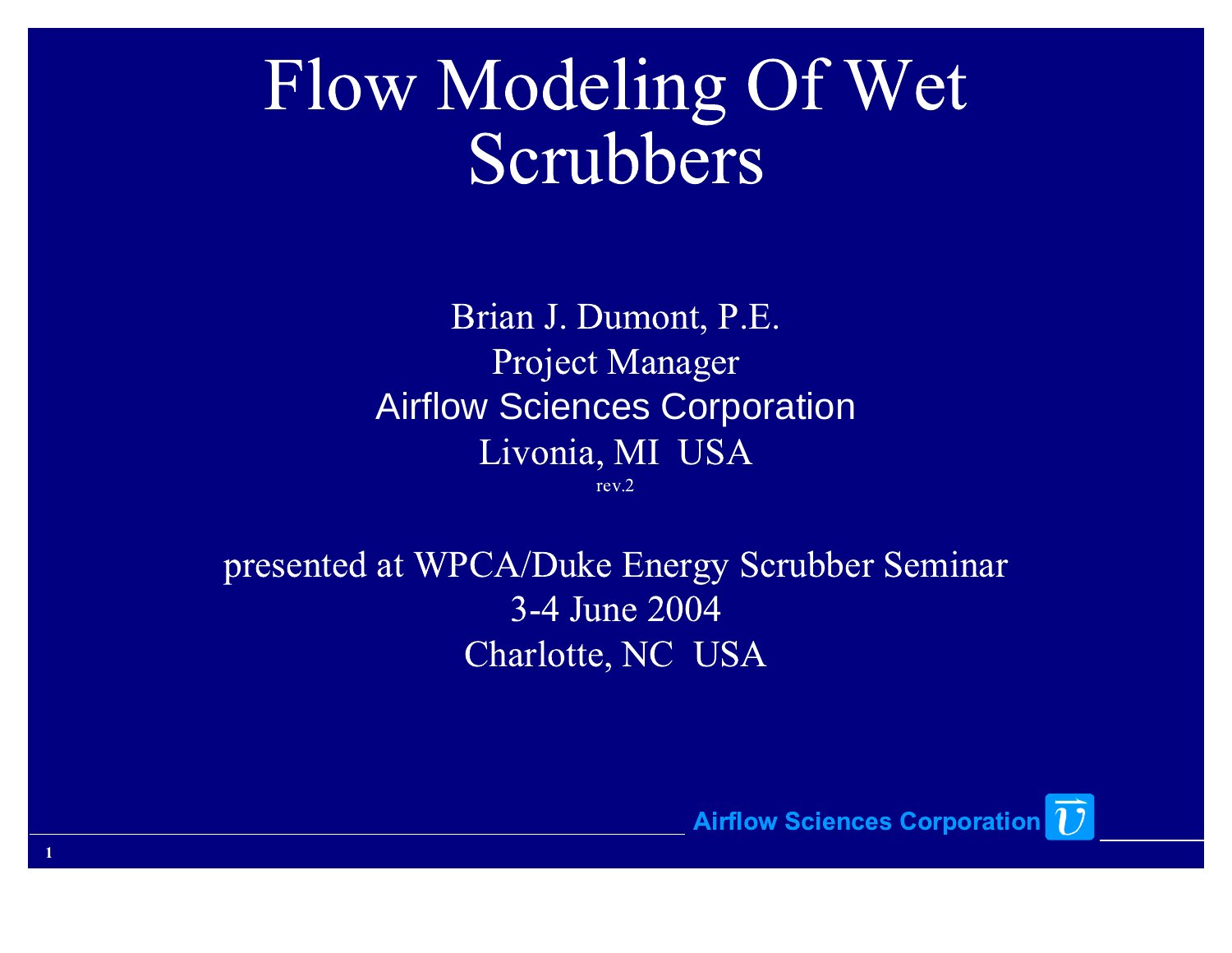# Flow Modeling Of Wet Scrubbers

Brian J. Dumont, P.E.
Project Manager
Airflow Sciences Corporation
Livonia, MI USA
rev.2

presented at WPCA/Duke Energy Scrubber Seminar
3-4 June 2004
Charlotte, NC USA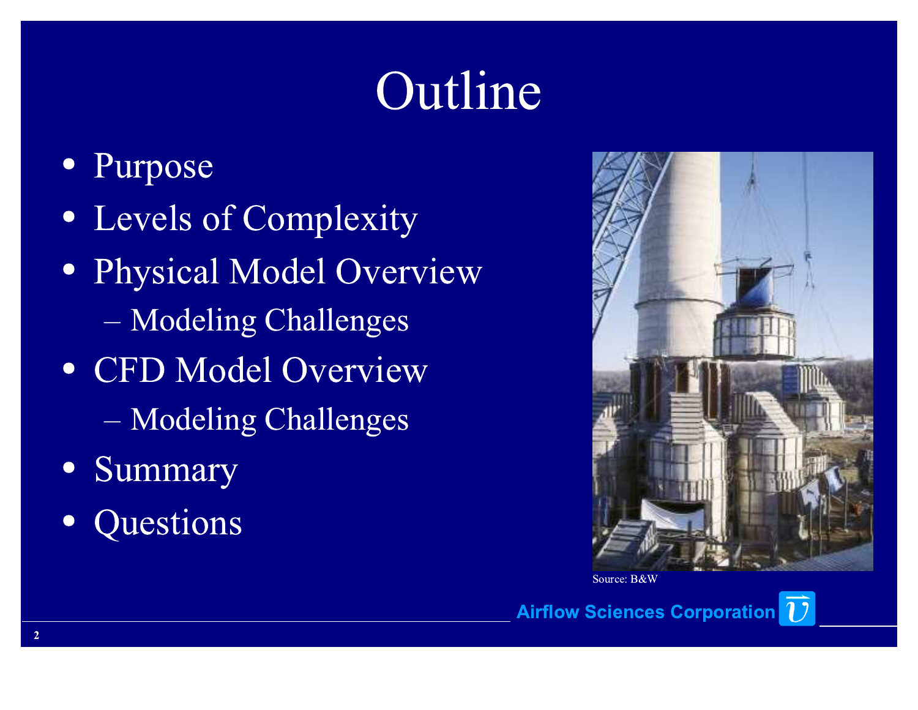# Outline

- Purpose
- Levels of Complexity
- Physical Model Overview
  - Modeling Challenges
- CFD Model Overview
  - Modeling Challenges
- Summary
- Questions

Source: B&W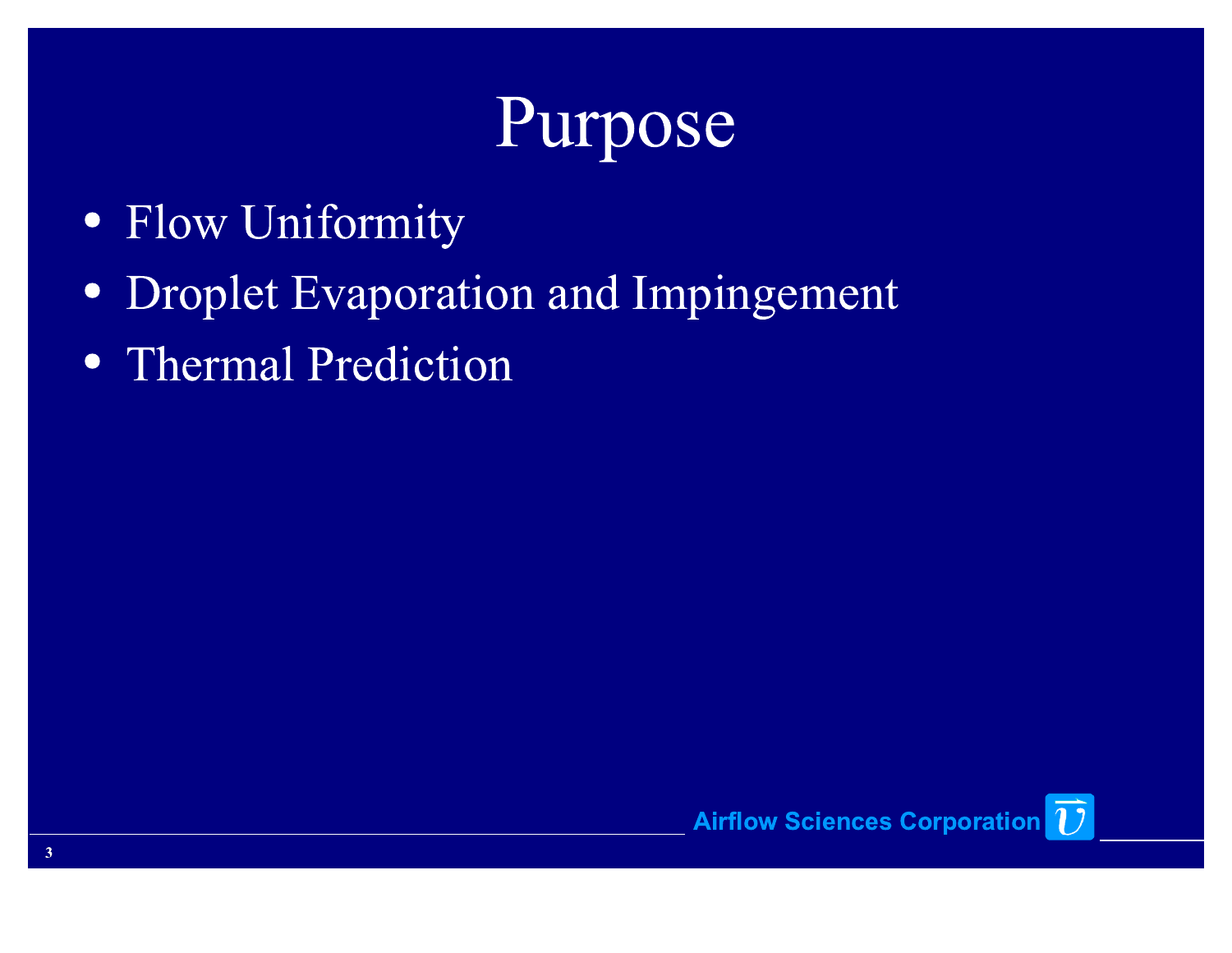# Purpose

- Flow Uniformity
- Droplet Evaporation and Impingement
- Thermal Prediction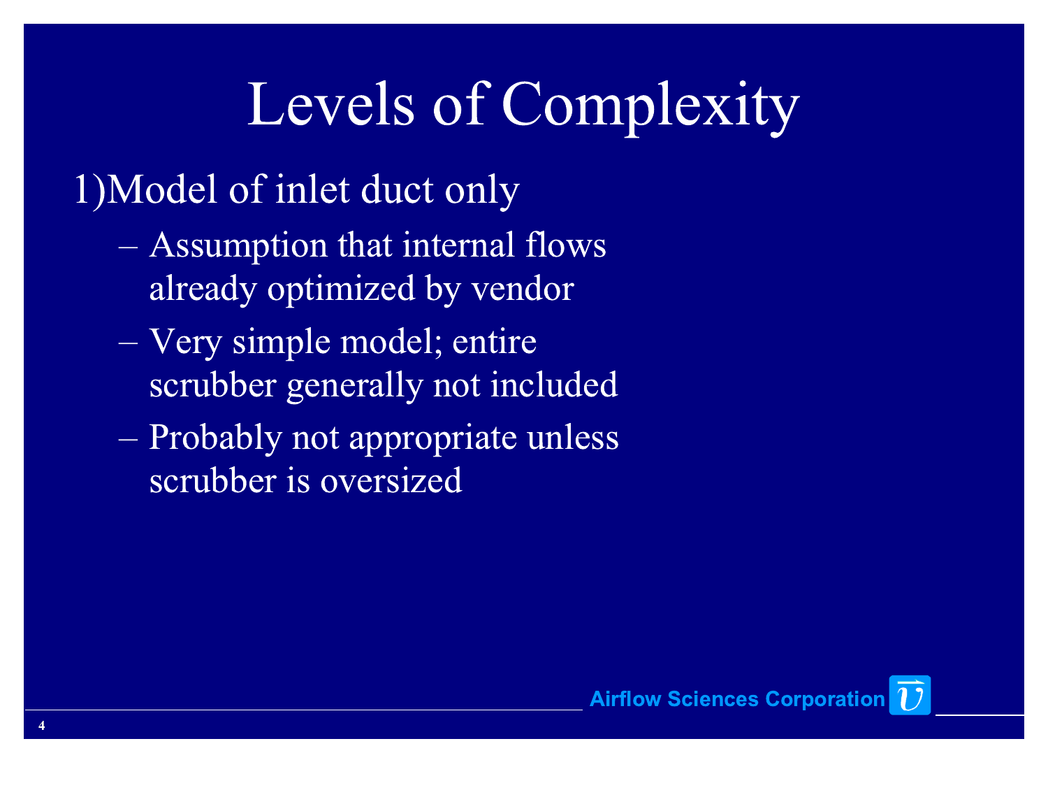# Levels of Complexity

1) Model of inlet duct only
   - Assumption that internal flows already optimized by vendor
   - Very simple model; entire scrubber generally not included
   - Probably not appropriate unless scrubber is oversized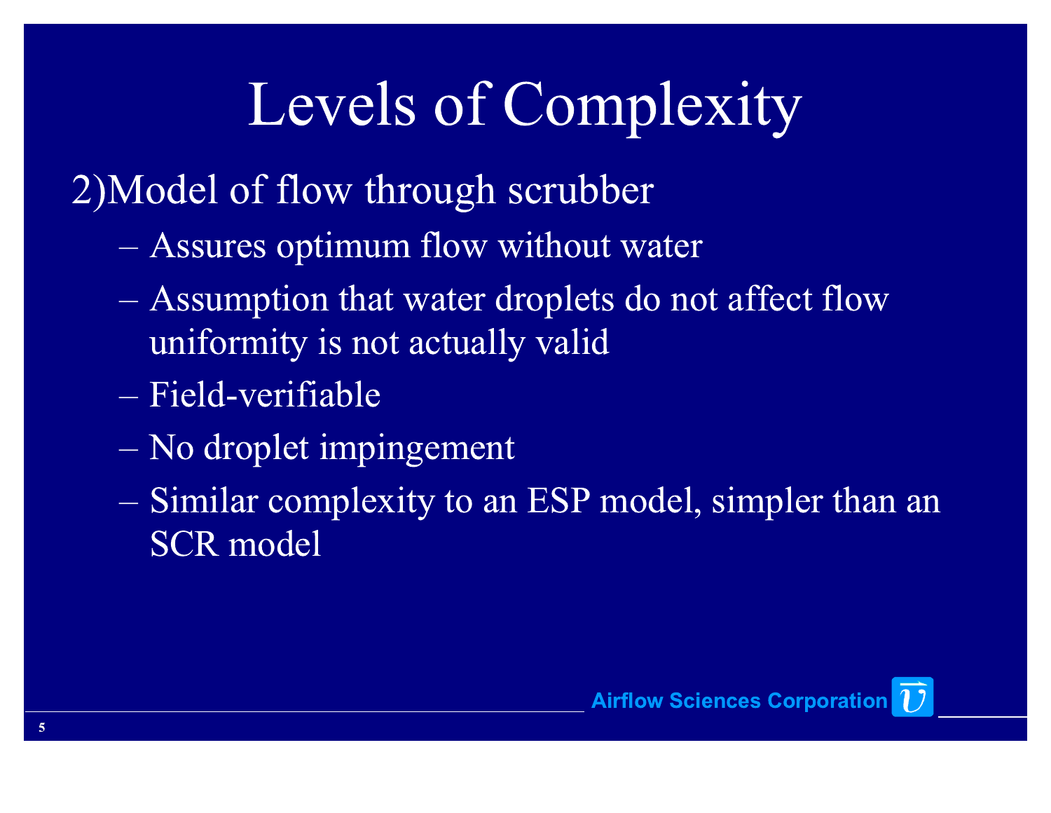# Levels of Complexity

2) Model of flow through scrubber

- Assures optimum flow without water
- Assumption that water droplets do not affect flow uniformity is not actually valid
- Field-verifiable
- No droplet impingement
- Similar complexity to an ESP model, simpler than an SCR model

Airflow Sciences Corporation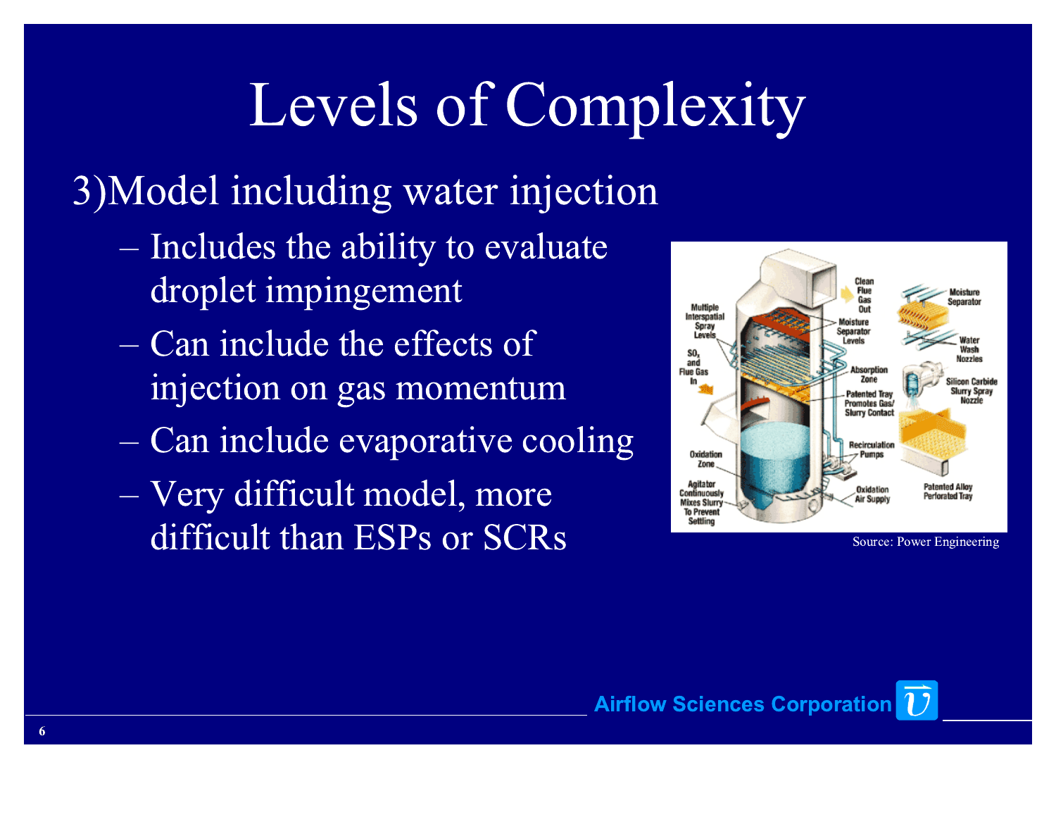# Levels of Complexity

3) Model including water injection

- Includes the ability to evaluate droplet impingement
- Can include the effects of injection on gas momentum
- Can include evaporative cooling
- Very difficult model, more difficult than ESPs or SCRs

Source: Power Engineering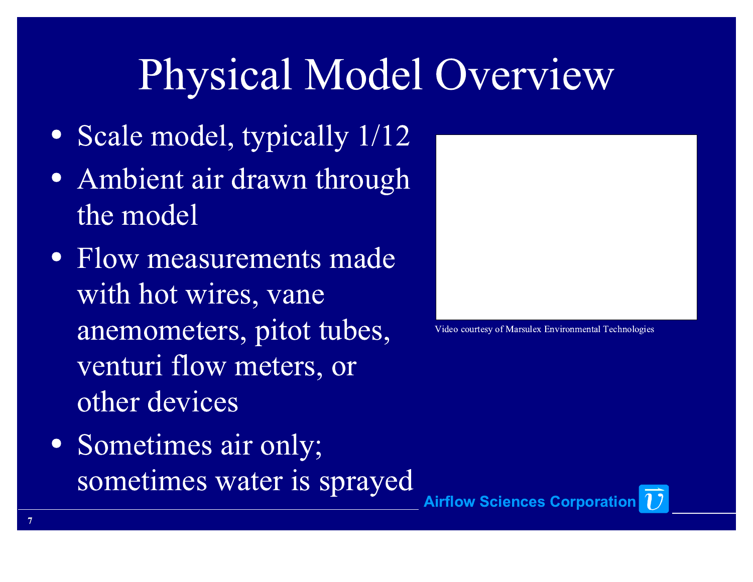# Physical Model Overview

- Scale model, typically 1/12
- Ambient air drawn through the model
- Flow measurements made with hot wires, vane anemometers, pitot tubes, venturi flow meters, or other devices
- Sometimes air only; sometimes water is sprayed

Video courtesy of Marsulex Environmental Technologies

Airflow Sciences Corporation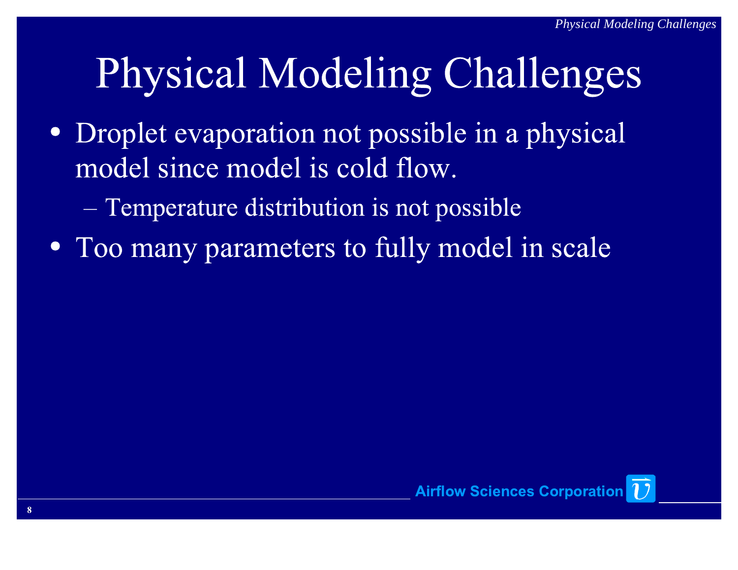# Physical Modeling Challenges

- Droplet evaporation not possible in a physical model since model is cold flow.
  - Temperature distribution is not possible
- Too many parameters to fully model in scale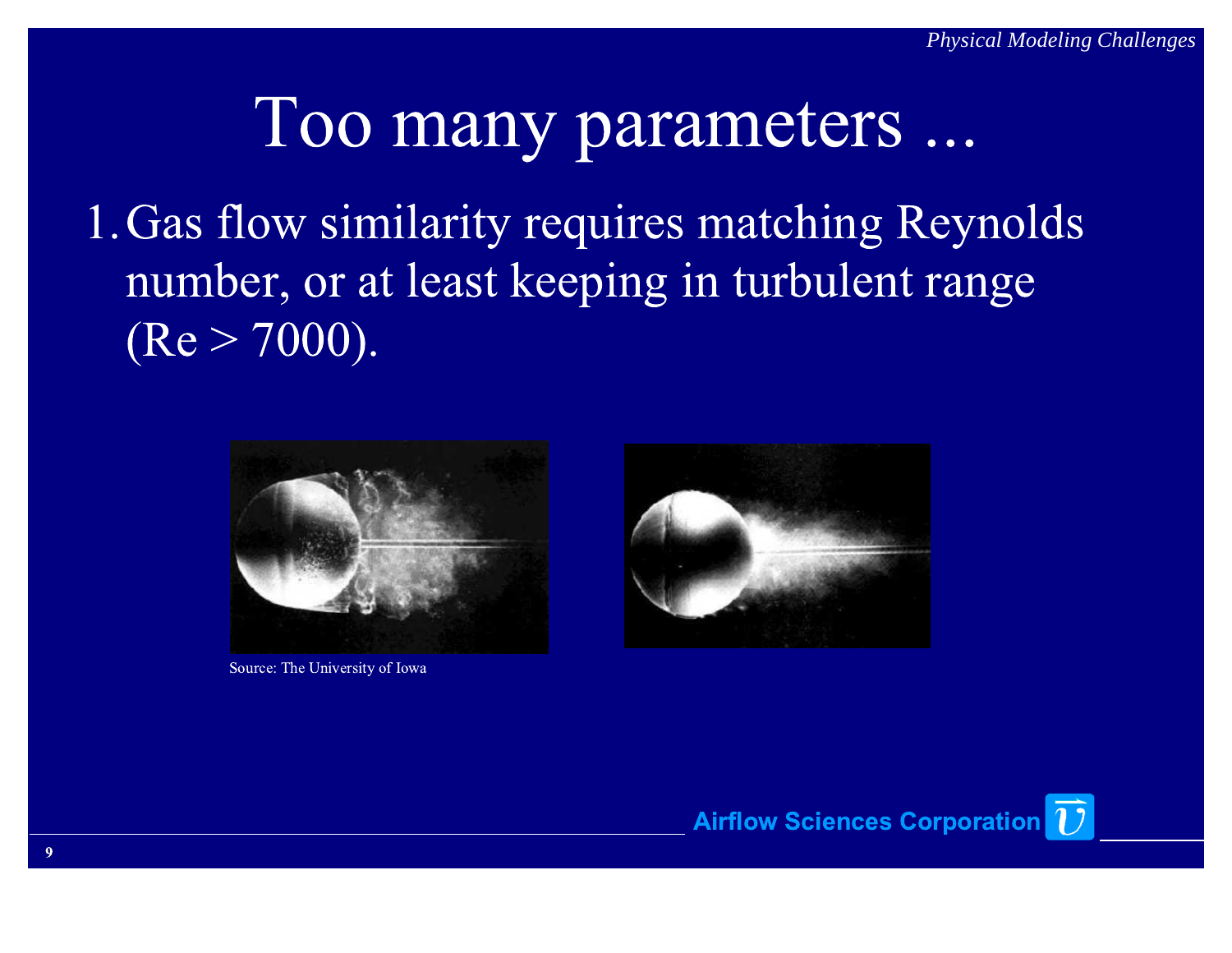# Too many parameters ...

1. Gas flow similarity requires matching Reynolds number, or at least keeping in turbulent range (Re > 7000).

Source: The University of Iowa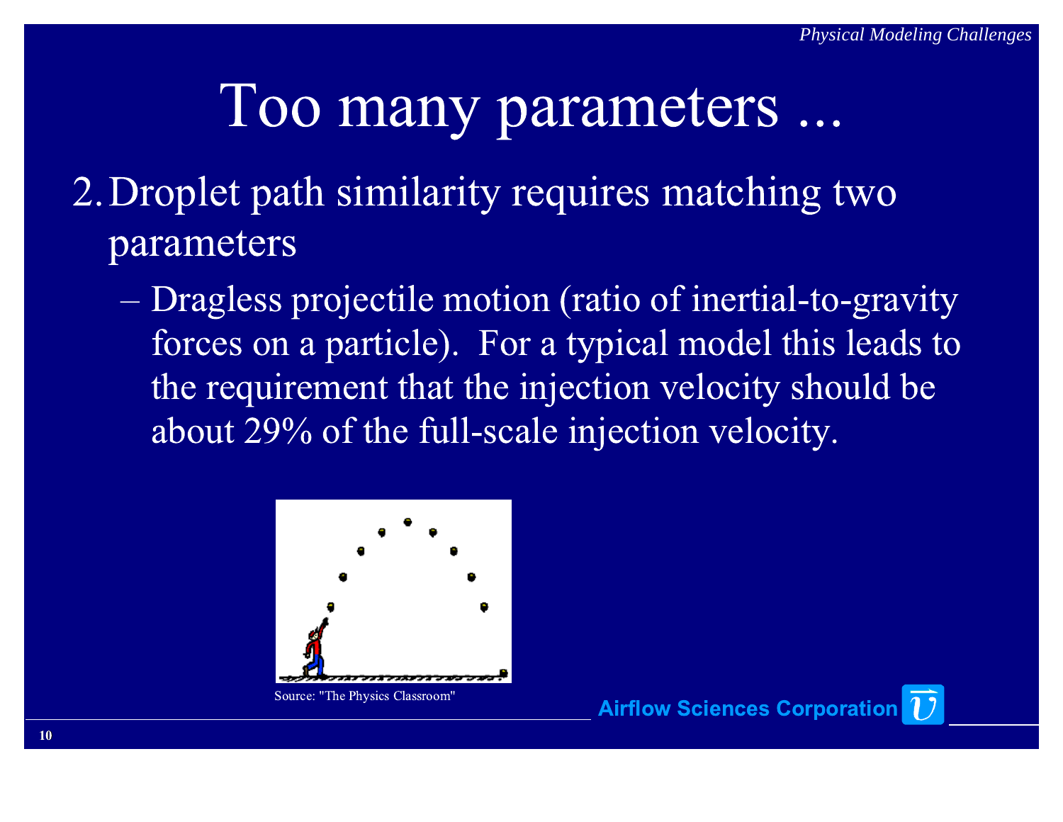# Too many parameters ...

2. Droplet path similarity requires matching two parameters
   – Dragless projectile motion (ratio of inertial-to-gravity forces on a particle). For a typical model this leads to the requirement that the injection velocity should be about 29% of the full-scale injection velocity.

Source: "The Physics Classroom"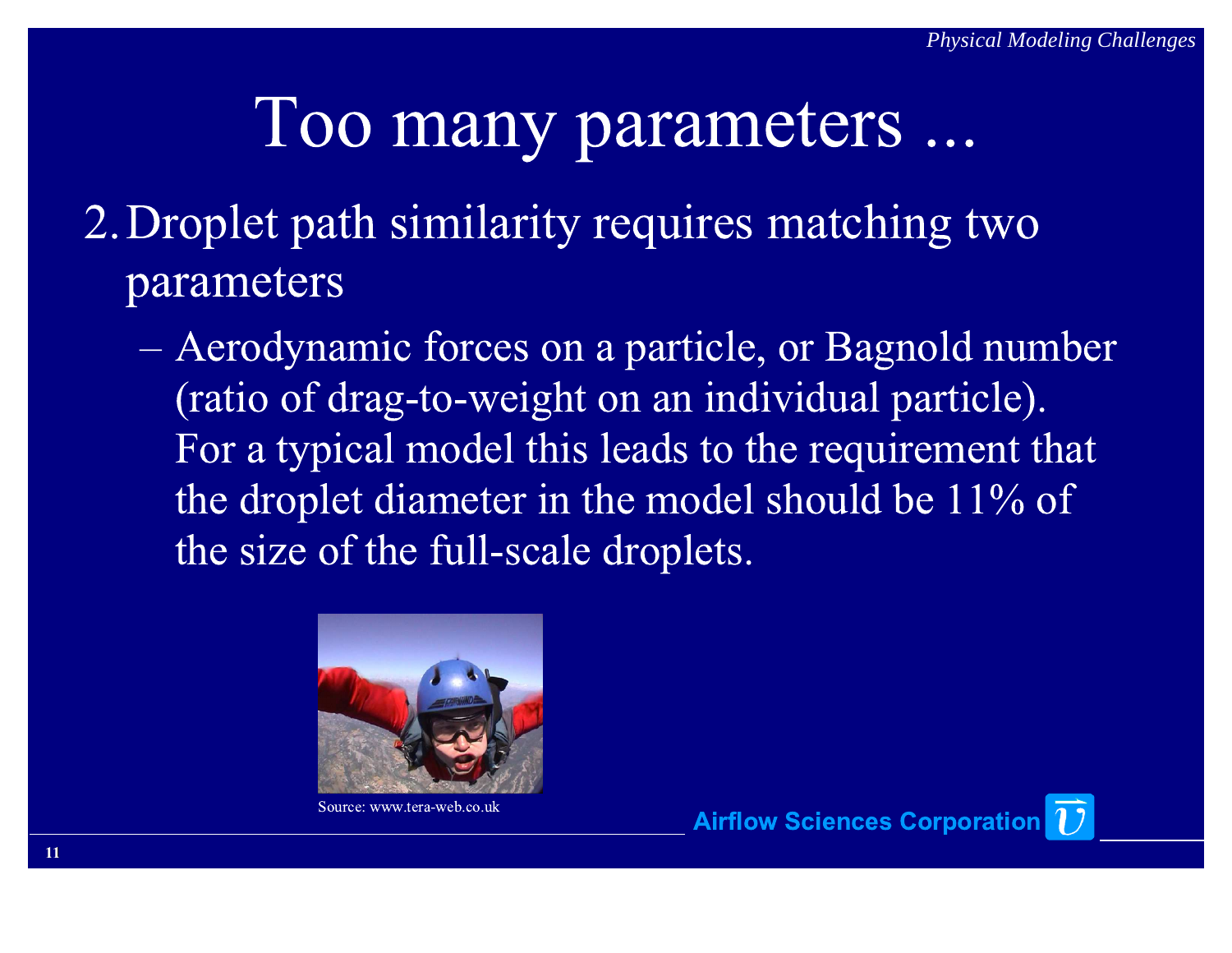# Too many parameters ...

2. Droplet path similarity requires matching two parameters
   - Aerodynamic forces on a particle, or Bagnold number (ratio of drag-to-weight on an individual particle). For a typical model this leads to the requirement that the droplet diameter in the model should be 11% of the size of the full-scale droplets.

Source: www.tera-web.co.uk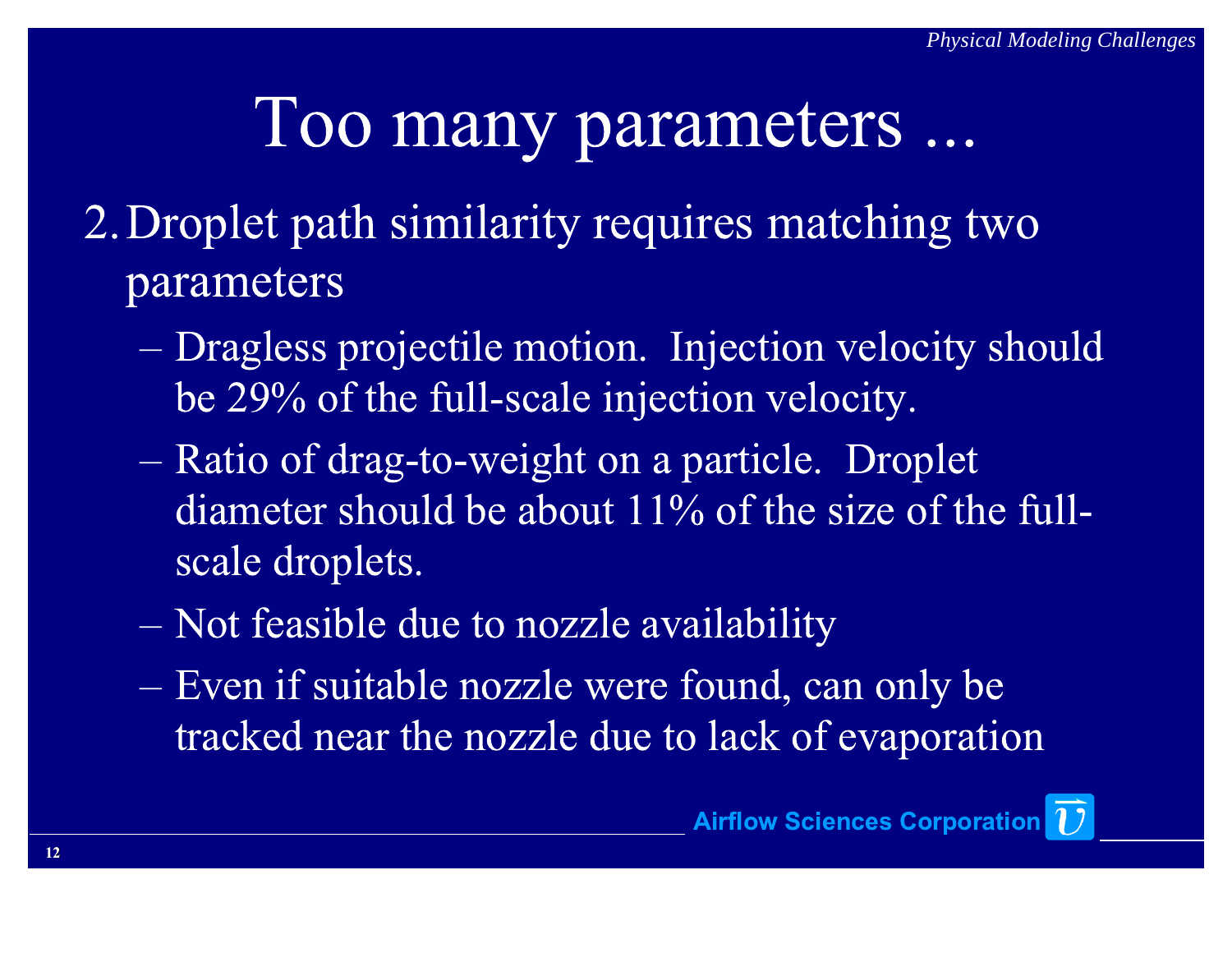# Too many parameters ...

2. Droplet path similarity requires matching two parameters
   - Dragless projectile motion. Injection velocity should be 29% of the full-scale injection velocity.
   - Ratio of drag-to-weight on a particle. Droplet diameter should be about 11% of the size of the full-scale droplets.
   - Not feasible due to nozzle availability
   - Even if suitable nozzle were found, can only be tracked near the nozzle due to lack of evaporation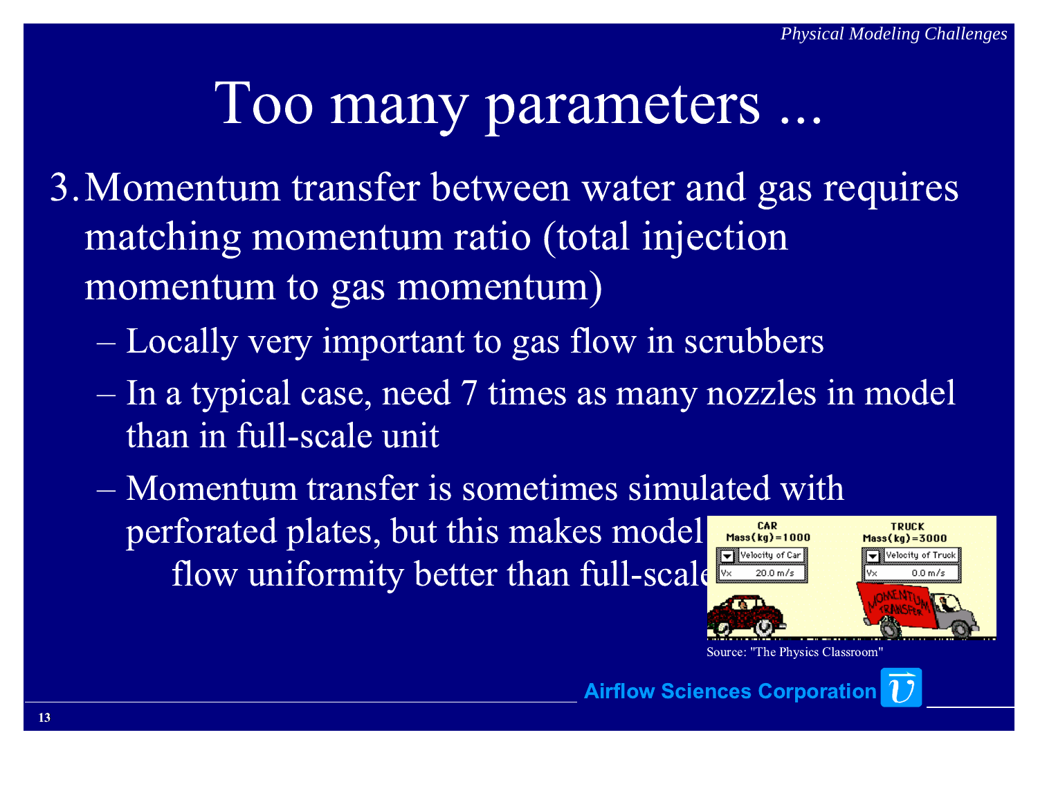# Too many parameters ...

3. Momentum transfer between water and gas requires matching momentum ratio (total injection momentum to gas momentum)
   - Locally very important to gas flow in scrubbers
   - In a typical case, need 7 times as many nozzles in model than in full-scale unit
   - Momentum transfer is sometimes simulated with perforated plates, but this makes model flow uniformity better than full-scale

Source: "The Physics Classroom"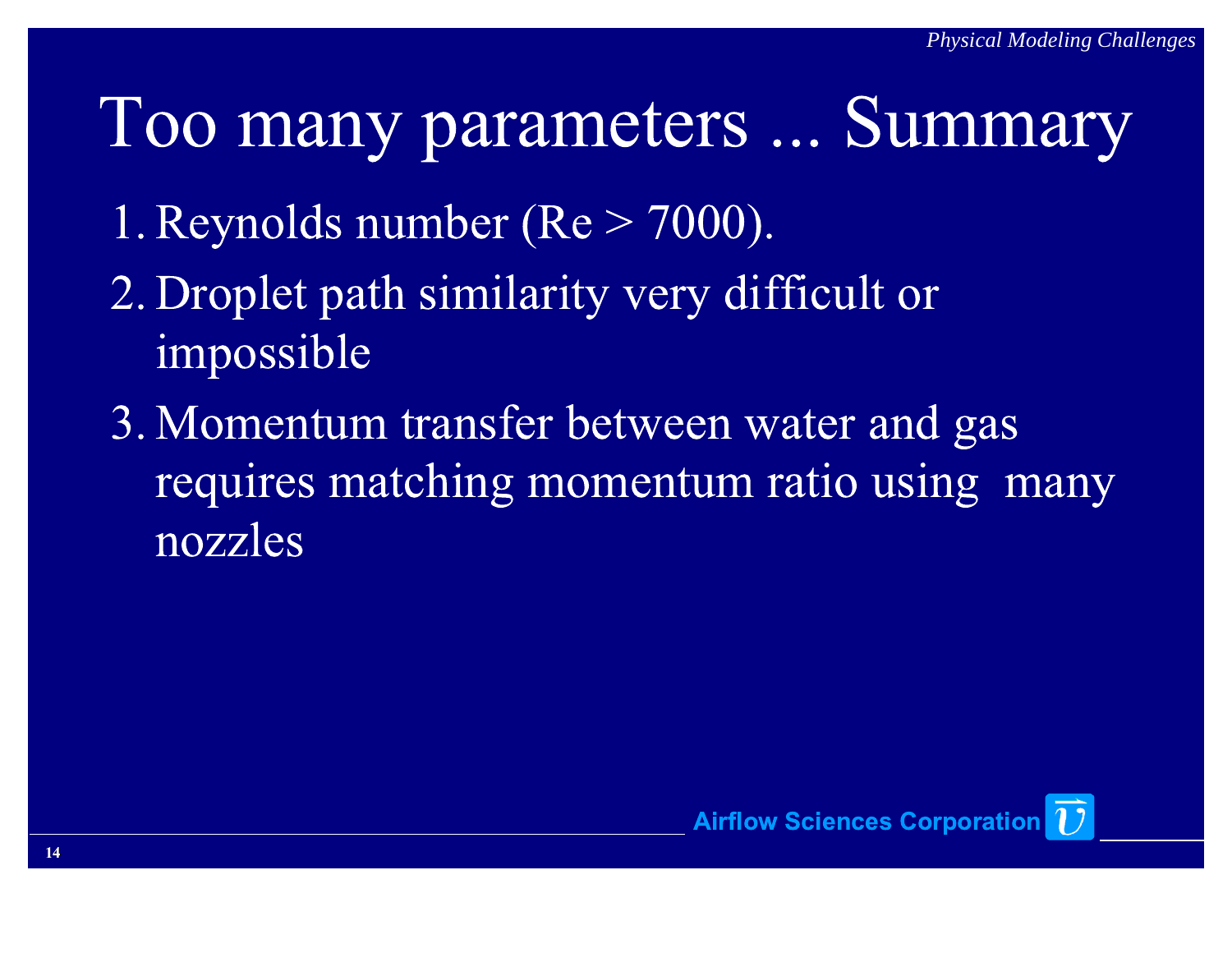# Too many parameters ... Summary

1. Reynolds number (Re > 7000).
2. Droplet path similarity very difficult or impossible
3. Momentum transfer between water and gas requires matching momentum ratio using many nozzles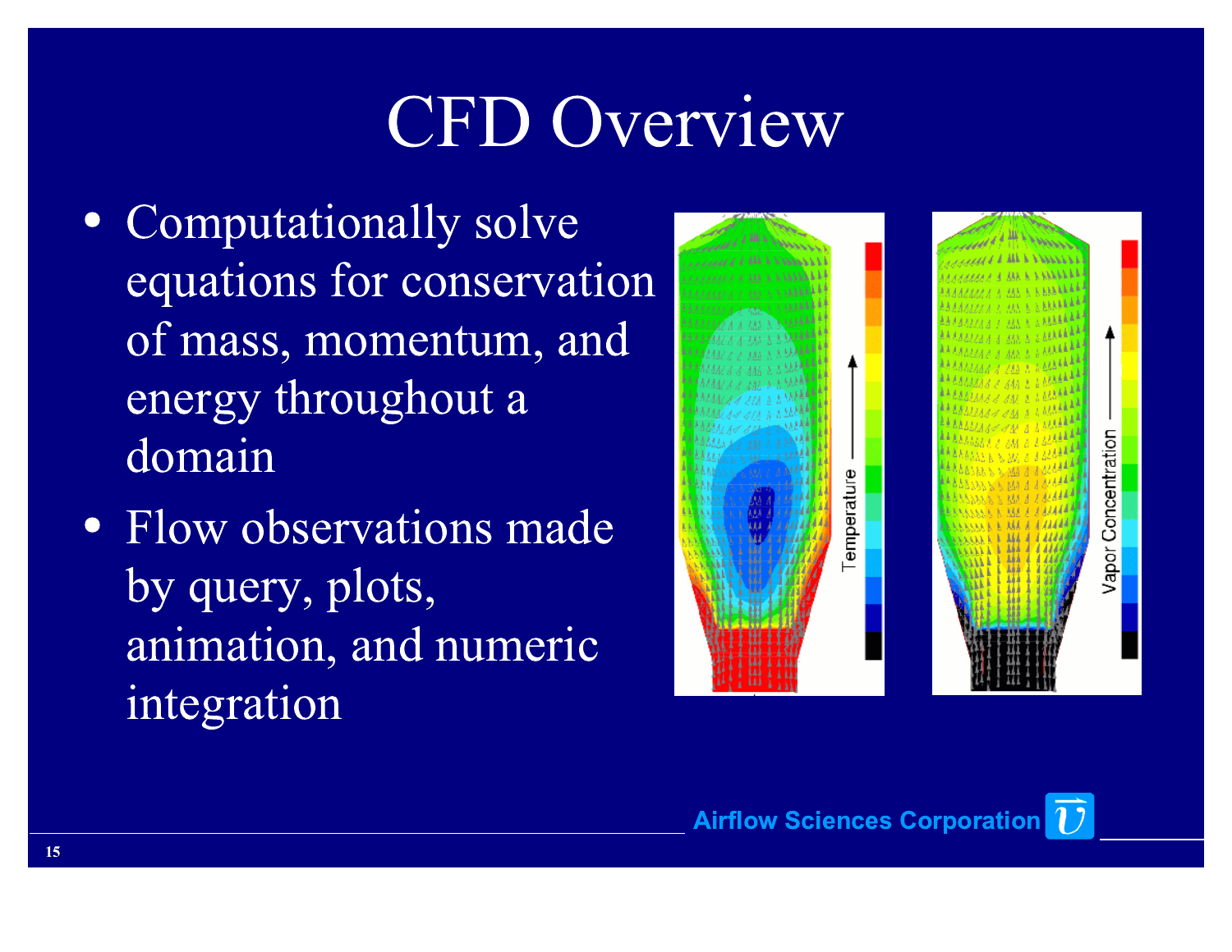# CFD Overview

- Computationally solve equations for conservation of mass, momentum, and energy throughout a domain
- Flow observations made by query, plots, animation, and numeric integration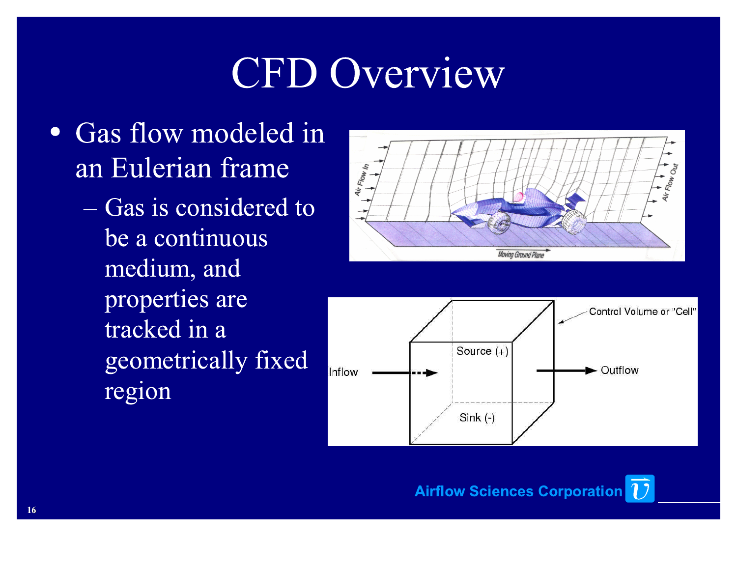# CFD Overview

- Gas flow modeled in an Eulerian frame
  - Gas is considered to be a continuous medium, and properties are tracked in a geometrically fixed region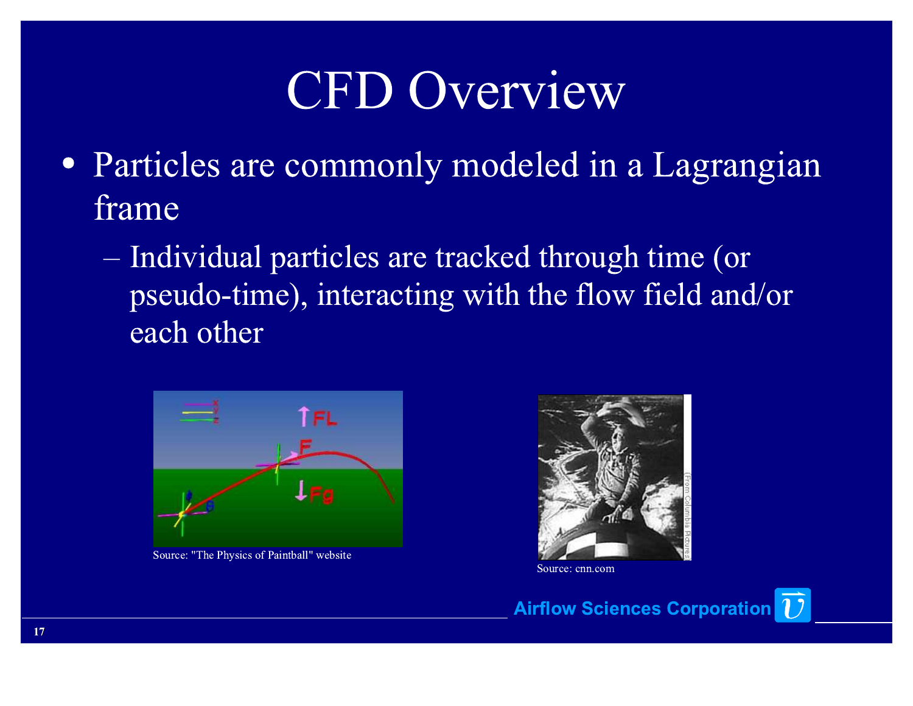# CFD Overview

- Particles are commonly modeled in a Lagrangian frame
  - Individual particles are tracked through time (or pseudo-time), interacting with the flow field and/or each other

Source: "The Physics of Paintball" website

Source: cnn.com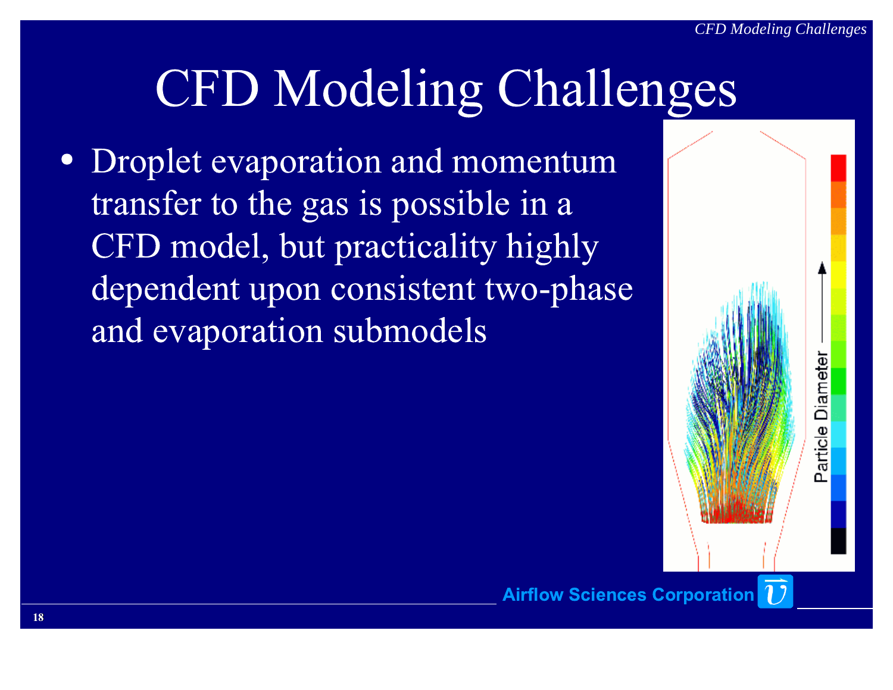# CFD Modeling Challenges

- Droplet evaporation and momentum transfer to the gas is possible in a CFD model, but practicality highly dependent upon consistent two-phase and evaporation submodels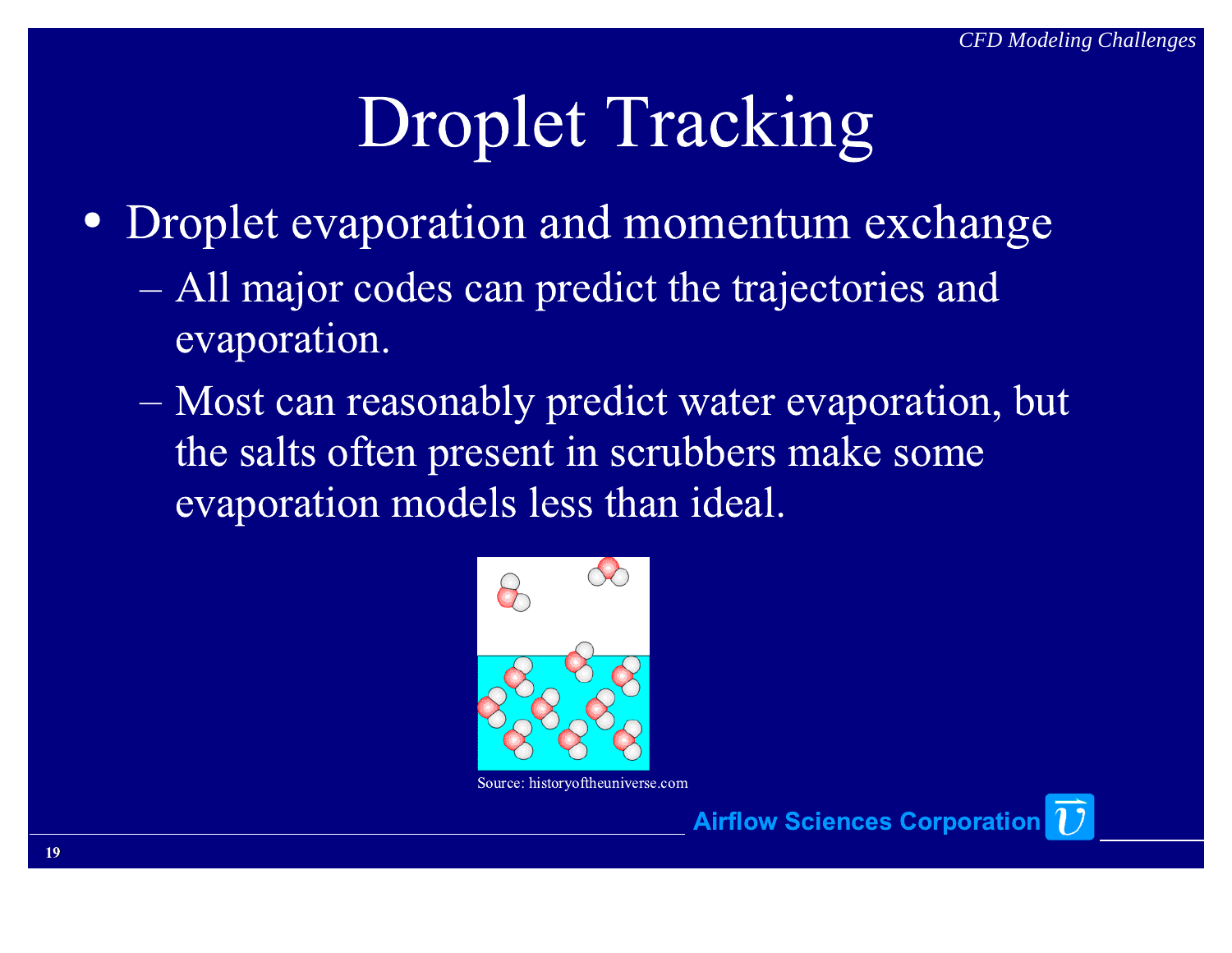# Droplet Tracking

- Droplet evaporation and momentum exchange
  - All major codes can predict the trajectories and evaporation.
  - Most can reasonably predict water evaporation, but the salts often present in scrubbers make some evaporation models less than ideal.

Source: historyoftheuniverse.com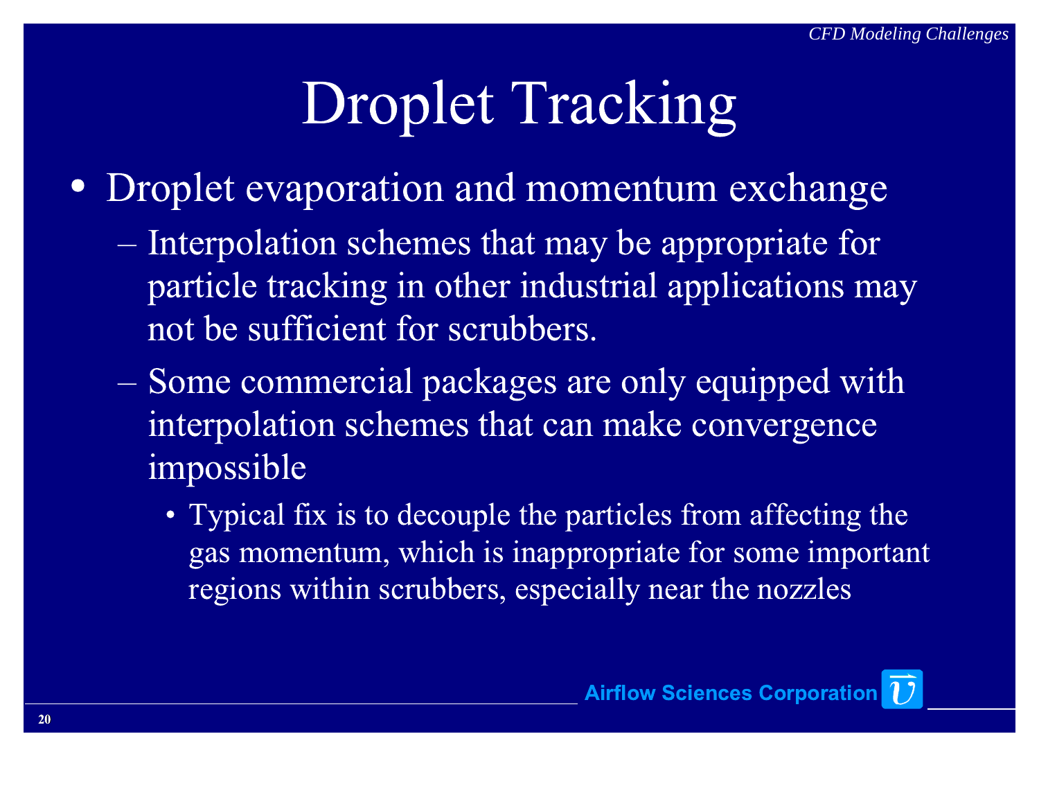# Droplet Tracking

- Droplet evaporation and momentum exchange
  - Interpolation schemes that may be appropriate for particle tracking in other industrial applications may not be sufficient for scrubbers.
  - Some commercial packages are only equipped with interpolation schemes that can make convergence impossible
    - Typical fix is to decouple the particles from affecting the gas momentum, which is inappropriate for some important regions within scrubbers, especially near the nozzles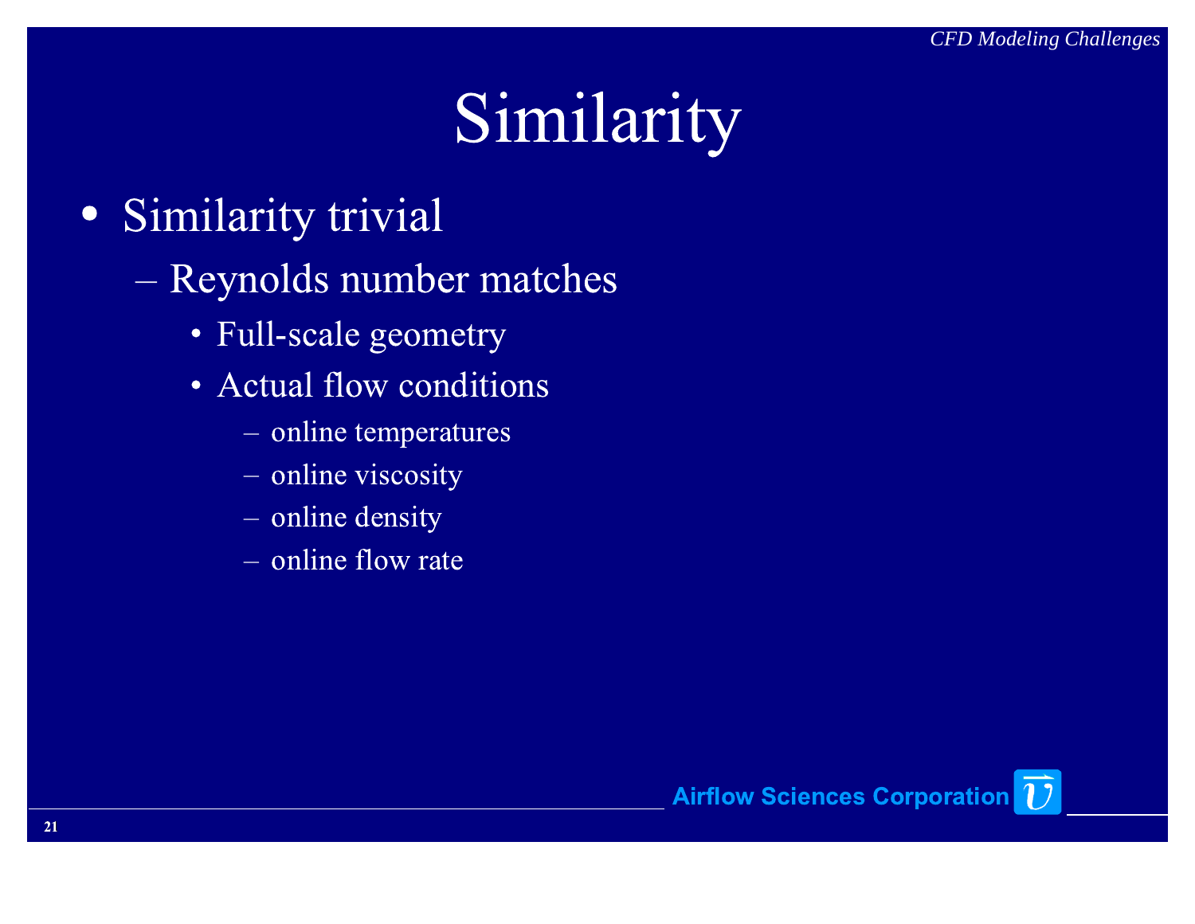# Similarity

- Similarity trivial
  - Reynolds number matches
    - Full-scale geometry
    - Actual flow conditions
      - online temperatures
      - online viscosity
      - online density
      - online flow rate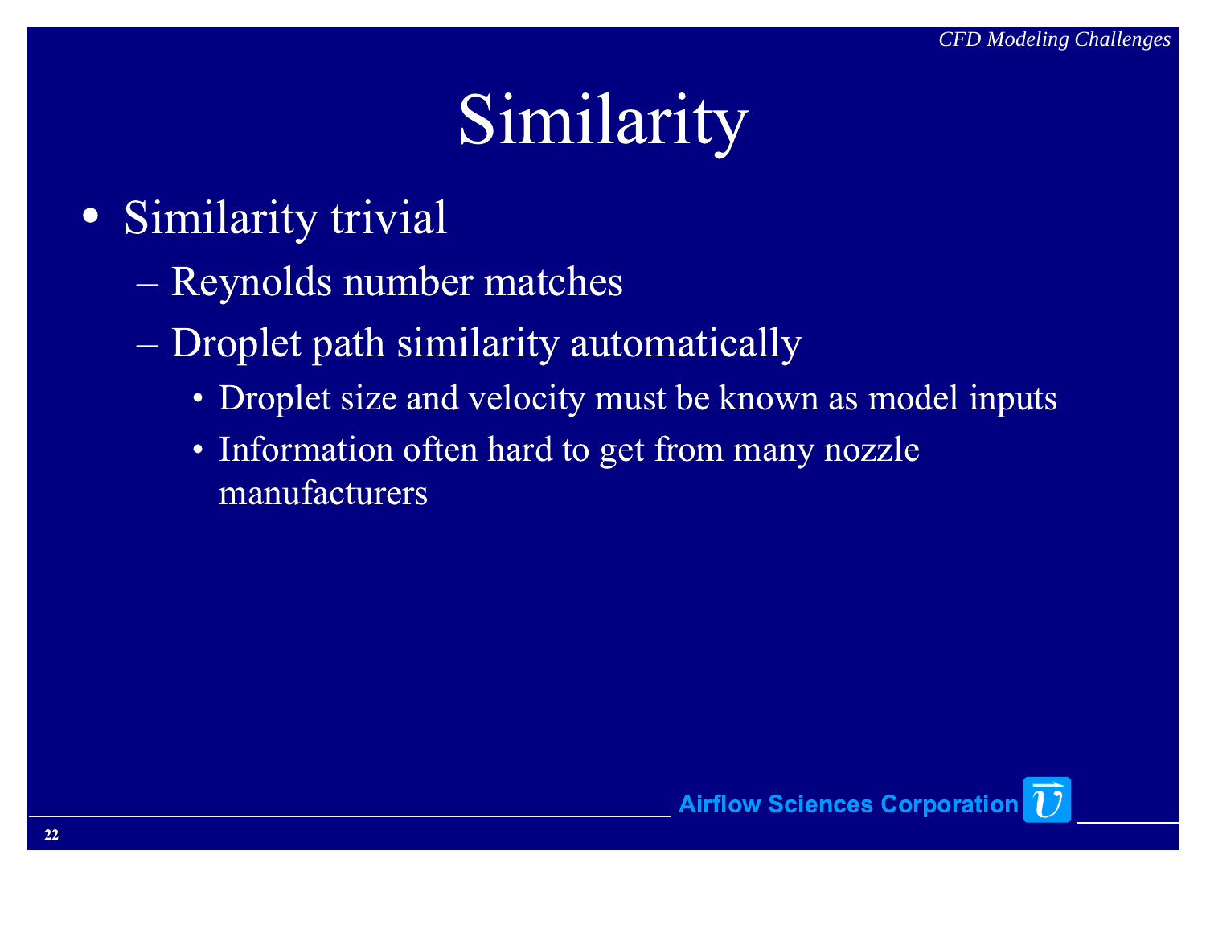# Similarity

- Similarity trivial
  - Reynolds number matches
  - Droplet path similarity automatically
    - Droplet size and velocity must be known as model inputs
    - Information often hard to get from many nozzle manufacturers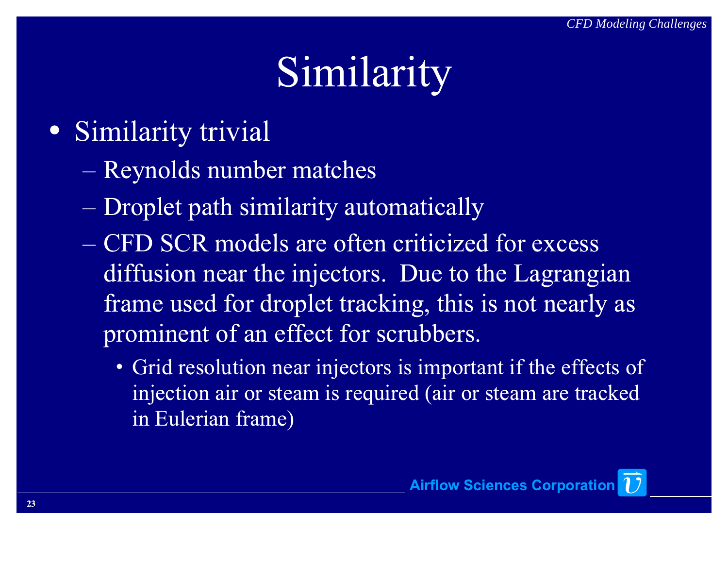# Similarity

- Similarity trivial
  - Reynolds number matches
  - Droplet path similarity automatically
  - CFD SCR models are often criticized for excess diffusion near the injectors. Due to the Lagrangian frame used for droplet tracking, this is not nearly as prominent of an effect for scrubbers.
    - Grid resolution near injectors is important if the effects of injection air or steam is required (air or steam are tracked in Eulerian frame)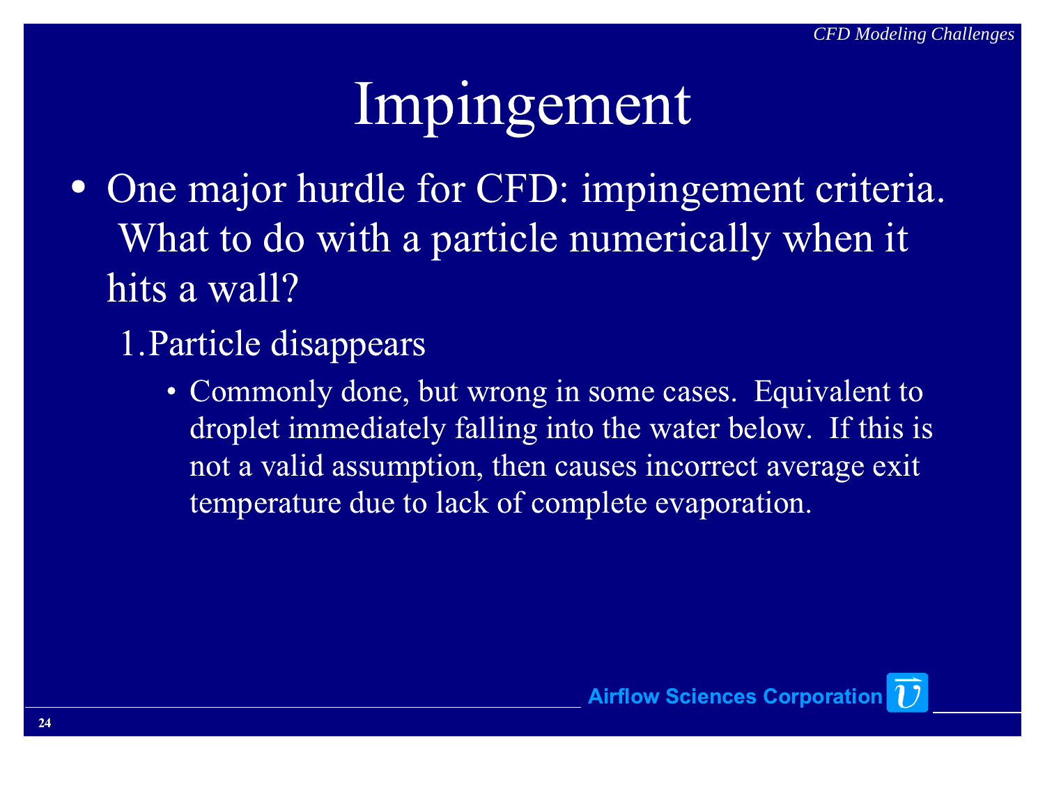# Impingement

- One major hurdle for CFD: impingement criteria. What to do with a particle numerically when it hits a wall?
  1. Particle disappears
     - Commonly done, but wrong in some cases. Equivalent to droplet immediately falling into the water below. If this is not a valid assumption, then causes incorrect average exit temperature due to lack of complete evaporation.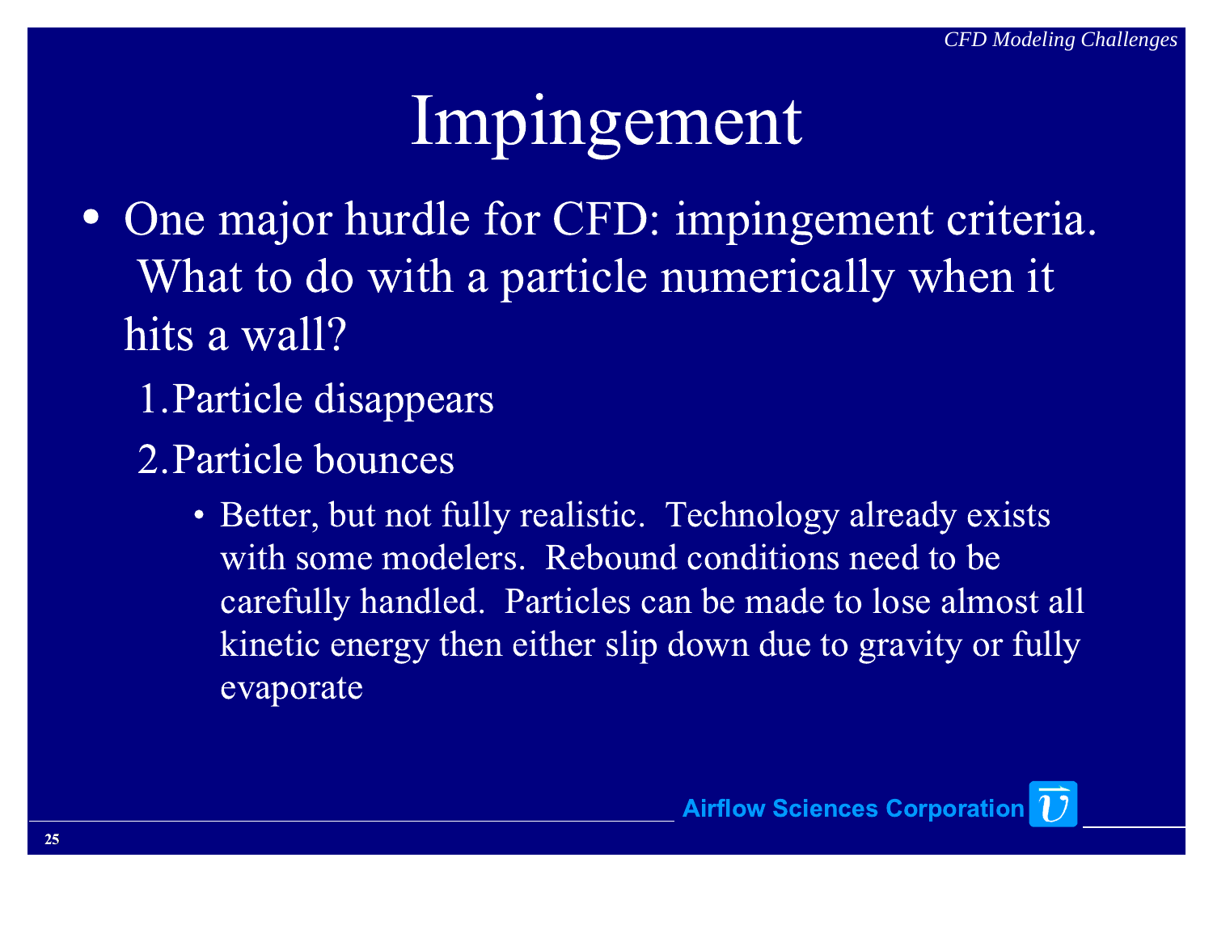# Impingement

- One major hurdle for CFD: impingement criteria. What to do with a particle numerically when it hits a wall?
  1. Particle disappears
  2. Particle bounces
     - Better, but not fully realistic. Technology already exists with some modelers. Rebound conditions need to be carefully handled. Particles can be made to lose almost all kinetic energy then either slip down due to gravity or fully evaporate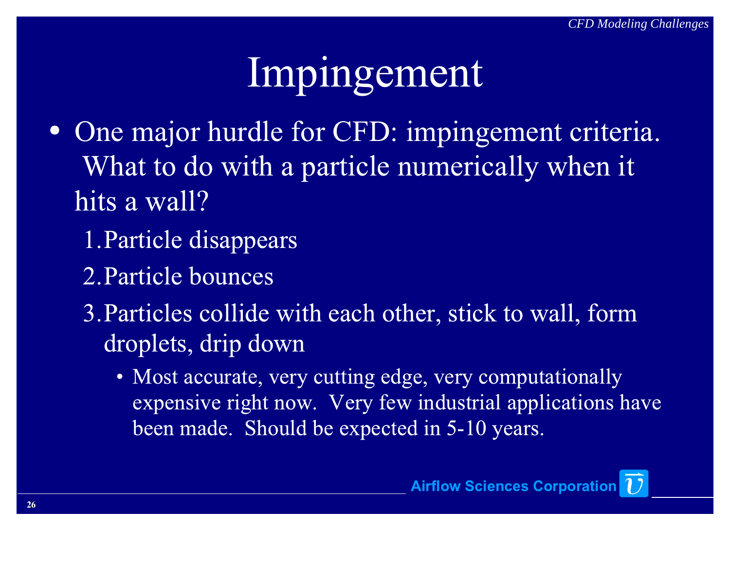# Impingement

- One major hurdle for CFD: impingement criteria. What to do with a particle numerically when it hits a wall?
  1. Particle disappears
  2. Particle bounces
  3. Particles collide with each other, stick to wall, form droplets, drip down
     - Most accurate, very cutting edge, very computationally expensive right now. Very few industrial applications have been made. Should be expected in 5-10 years.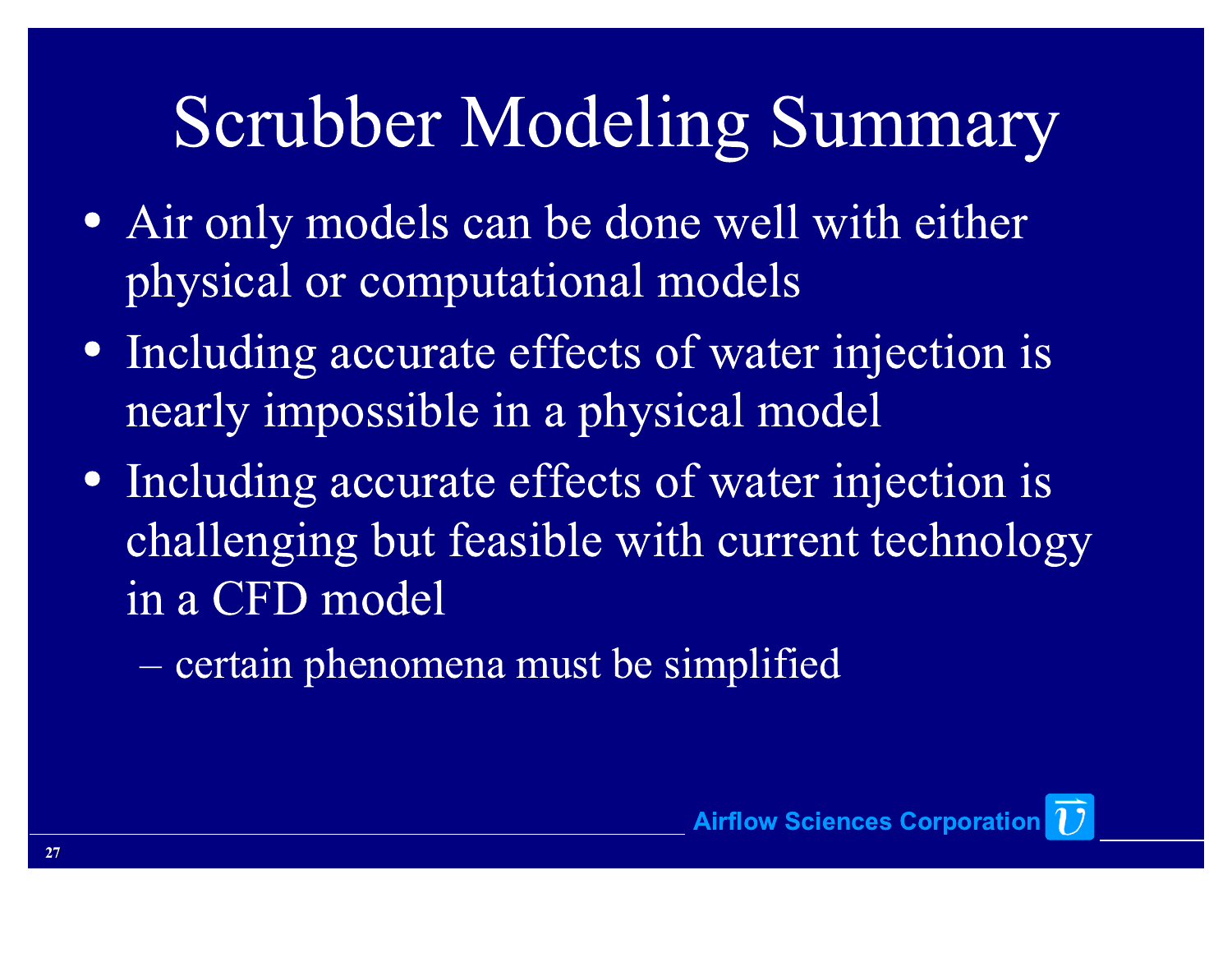# Scrubber Modeling Summary

- Air only models can be done well with either physical or computational models
- Including accurate effects of water injection is nearly impossible in a physical model
- Including accurate effects of water injection is challenging but feasible with current technology in a CFD model
  - certain phenomena must be simplified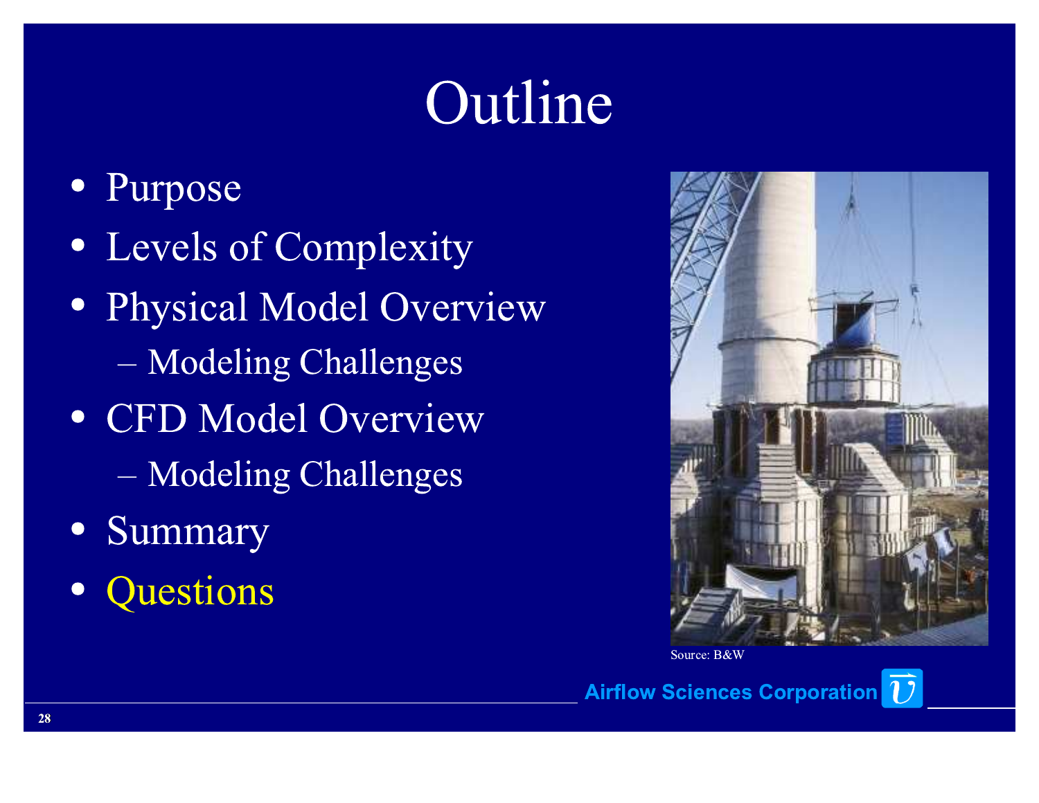# Outline

- Purpose
- Levels of Complexity
- Physical Model Overview
  - Modeling Challenges
- CFD Model Overview
  - Modeling Challenges
- Summary
- Questions

Source: B&W

Airflow Sciences Corporation